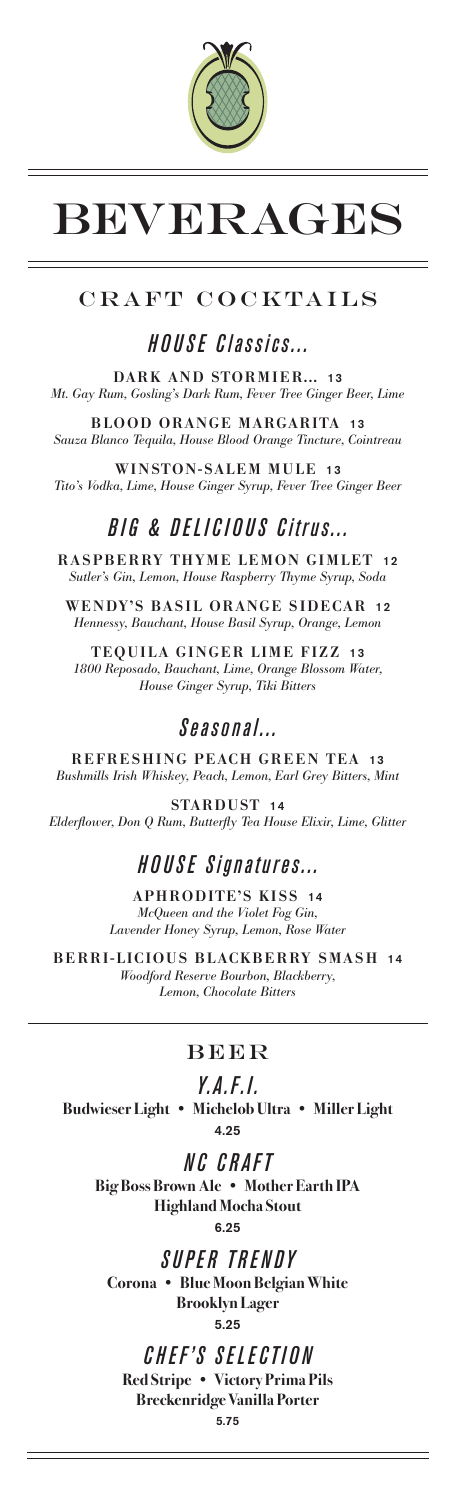# BEVERAGES

## CRAFT COCKTAILS

### *HOUSE Classics...*

**DARK AND STORMIER... 13**
*Mt. Gay Rum, Gosling's Dark Rum, Fever Tree Ginger Beer, Lime*

**BLOOD ORANGE MARGARITA 13**
*Sauza Blanco Tequila, House Blood Orange Tincture, Cointreau*

**WINSTON-SALEM MULE 13**
*Tito's Vodka, Lime, House Ginger Syrup, Fever Tree Ginger Beer*

### *BIG & DELICIOUS Citrus...*

**RASPBERRY THYME LEMON GIMLET 12**
*Sutler's Gin, Lemon, House Raspberry Thyme Syrup, Soda*

**WENDY'S BASIL ORANGE SIDECAR 12**
*Hennessy, Bauchant, House Basil Syrup, Orange, Lemon*

**TEQUILA GINGER LIME FIZZ 13**
*1800 Reposado, Bauchant, Lime, Orange Blossom Water, House Ginger Syrup, Tiki Bitters*

### *Seasonal...*

**REFRESHING PEACH GREEN TEA 13**
*Bushmills Irish Whiskey, Peach, Lemon, Earl Grey Bitters, Mint*

**STARDUST 14**
*Elderflower, Don Q Rum, Butterfly Tea House Elixir, Lime, Glitter*

### *HOUSE Signatures...*

**APHRODITE'S KISS 14**
*McQueen and the Violet Fog Gin, Lavender Honey Syrup, Lemon, Rose Water*

**BERRI-LICIOUS BLACKBERRY SMASH 14**
*Woodford Reserve Bourbon, Blackberry, Lemon, Chocolate Bitters*

## BEER

### *Y.A.F.I.*

**Budwieser Light • Michelob Ultra • Miller Light**
**4.25**

### *NC CRAFT*

**Big Boss Brown Ale • Mother Earth IPA**
**Highland Mocha Stout**
**6.25**

### *SUPER TRENDY*

**Corona • Blue Moon Belgian White**
**Brooklyn Lager**
**5.25**

### *CHEF'S SELECTION*

**Red Stripe • Victory Prima Pils**
**Breckenridge Vanilla Porter**
**5.75**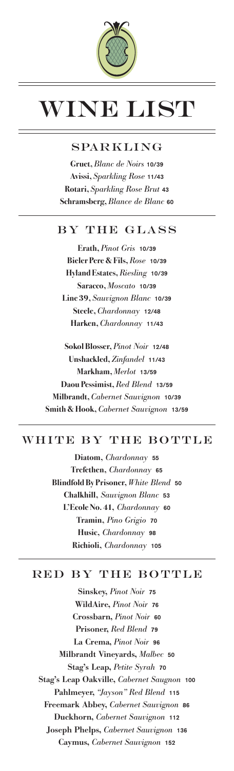# WINE LIST

## SPARKLING

**Gruet**, *Blanc de Noirs* 10/39
**Avissi**, *Sparkling Rose* 11/43
**Rotari**, *Sparkling Rose Brut* 43
**Schramsberg**, *Blance de Blanc* 60

## BY THE GLASS

**Erath**, *Pinot Gris* 10/39
**Bieler Pere & Fils**, *Rose* 10/39
**Hyland Estates**, *Riesling* 10/39
**Saracco**, *Moscato* 10/39
**Line 39**, *Sauvignon Blanc* 10/39
**Steele**, *Chardonnay* 12/48
**Harken**, *Chardonnay* 11/43

**Sokol Blosser**, *Pinot Noir* 12/48
**Unshackled**, *Zinfandel* 11/43
**Markham**, *Merlot* 13/59
**Daou Pessimist**, *Red Blend* 13/59
**Milbrandt**, *Cabernet Sauvignon* 10/39
**Smith & Hook**, *Cabernet Sauvignon* 13/59

## WHITE BY THE BOTTLE

**Diatom**, *Chardonnay* 55
**Trefethen**, *Chardonnay* 65
**Blindfold By Prisoner**, *White Blend* 50
**Chalkhill**, *Sauvignon Blanc* 53
**L'Ecole No. 41**, *Chardonnay* 60
**Tramin**, *Pino Grigio* 70
**Husic**, *Chardonnay* 98
**Richioli**, *Chardonnay* 105

## RED BY THE BOTTLE

**Sinskey**, *Pinot Noir* 75
**WildAire**, *Pinot Noir* 76
**Crossbarn**, *Pinot Noir* 60
**Prisoner**, *Red Blend* 79
**La Crema**, *Pinot Noir* 96
**Milbrandt Vineyards**, *Malbec* 50
**Stag's Leap**, *Petite Syrah* 70
**Stag's Leap Oakville**, *Cabernet Saugnon* 100
**Pahlmeyer**, *"Jayson" Red Blend* 115
**Freemark Abbey**, *Cabernet Sauvignon* 86
**Duckhorn**, *Cabernet Sauvignon* 112
**Joseph Phelps**, *Cabernet Sauvignon* 136
**Caymus**, *Cabernet Sauvignon* 152